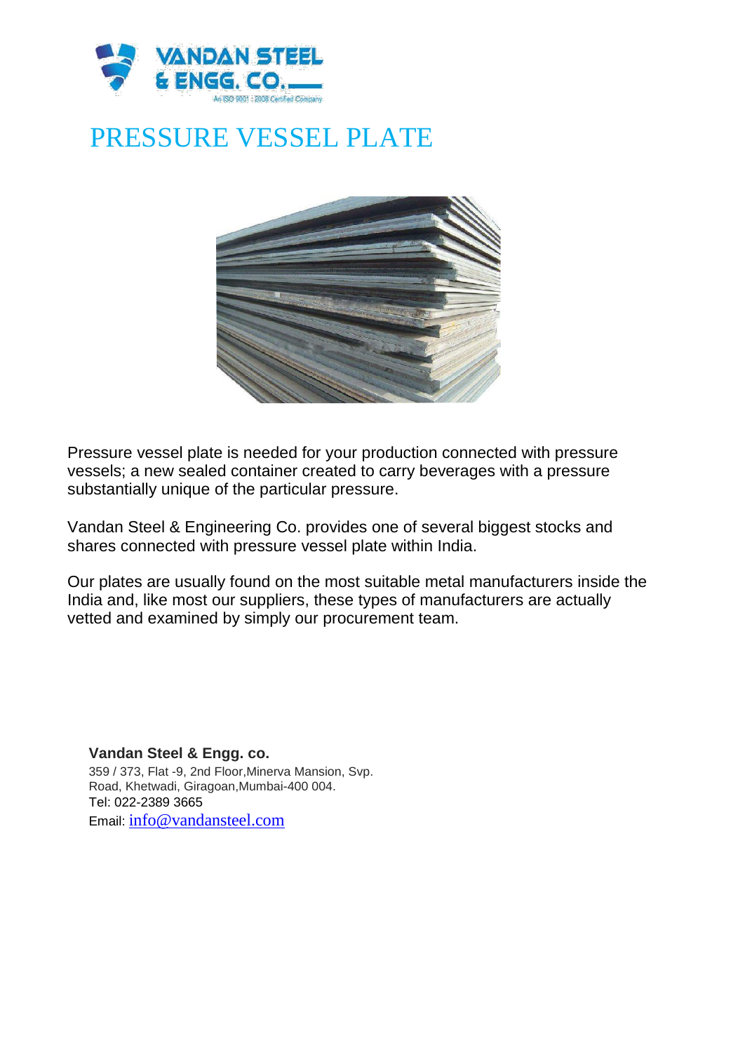VANDAN STEEL & ENGG. CO.
An ISO 9001 : 2008 Certified Company

# PRESSURE VESSEL PLATE

Pressure vessel plate is needed for your production connected with pressure vessels; a new sealed container created to carry beverages with a pressure substantially unique of the particular pressure.

Vandan Steel & Engineering Co. provides one of several biggest stocks and shares connected with pressure vessel plate within India.

Our plates are usually found on the most suitable metal manufacturers inside the India and, like most our suppliers, these types of manufacturers are actually vetted and examined by simply our procurement team.

**Vandan Steel & Engg. co.**
359 / 373, Flat -9, 2nd Floor,Minerva Mansion, Svp. Road, Khetwadi, Giragoan,Mumbai-400 004.
Tel: 022-2389 3665
Email: info@vandansteel.com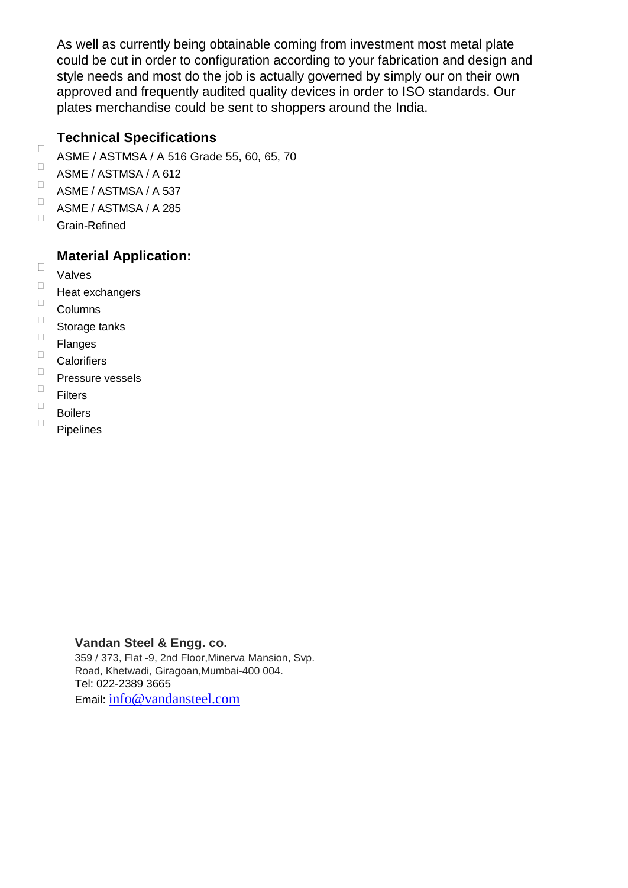As well as currently being obtainable coming from investment most metal plate could be cut in order to configuration according to your fabrication and design and style needs and most do the job is actually governed by simply our on their own approved and frequently audited quality devices in order to ISO standards. Our plates merchandise could be sent to shoppers around the India.

## Technical Specifications

- ASME / ASTMSA / A 516 Grade 55, 60, 65, 70
- ASME / ASTMSA / A 612
- ASME / ASTMSA / A 537
- ASME / ASTMSA / A 285
- Grain-Refined

## Material Application:

- Valves
- Heat exchangers
- Columns
- Storage tanks
- Flanges
- Calorifiers
- Pressure vessels
- Filters
- Boilers
- Pipelines

**Vandan Steel & Engg. co.**
359 / 373, Flat -9, 2nd Floor,Minerva Mansion, Svp. Road, Khetwadi, Giragoan,Mumbai-400 004.
Tel: 022-2389 3665
Email: info@vandansteel.com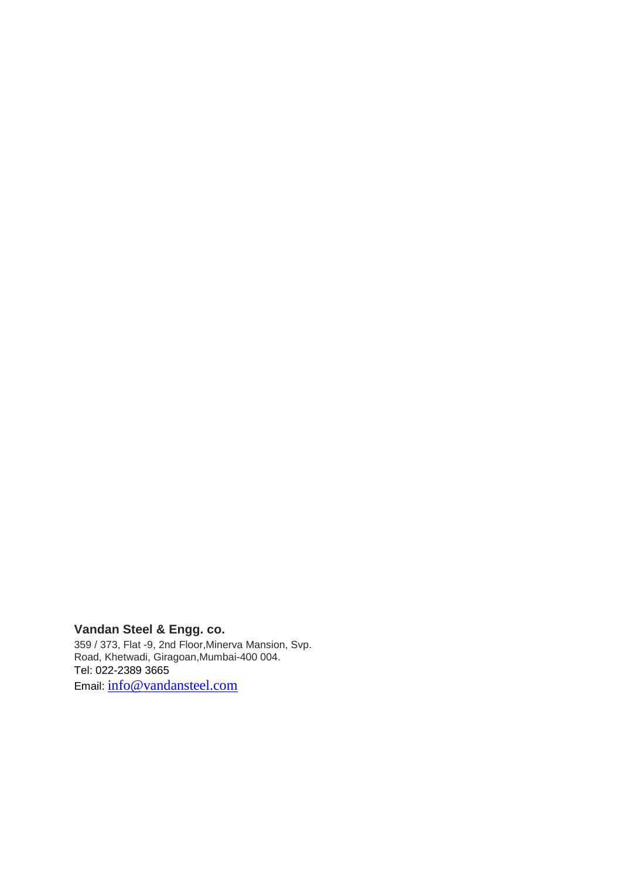**Vandan Steel & Engg. co.**

359 / 373, Flat -9, 2nd Floor,Minerva Mansion, Svp.
Road, Khetwadi, Giragoan,Mumbai-400 004.
Tel: 022-2389 3665
Email: info@vandansteel.com